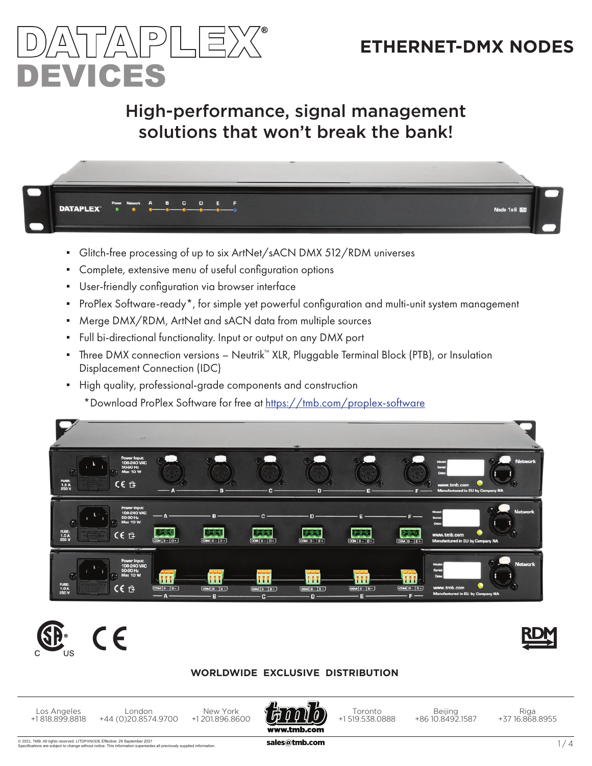# DATAPLEX® DEVICES

## ETHERNET-DMX NODES

## High-performance, signal management solutions that won't break the bank!

- Glitch-free processing of up to six ArtNet/sACN DMX 512/RDM universes
- Complete, extensive menu of useful configuration options
- User-friendly configuration via browser interface
- ProPlex Software-ready*, for simple yet powerful configuration and multi-unit system management
- Merge DMX/RDM, ArtNet and sACN data from multiple sources
- Full bi-directional functionality. Input or output on any DMX port
- Three DMX connection versions – Neutrik™ XLR, Pluggable Terminal Block (PTB), or Insulation Displacement Connection (IDC)
- High quality, professional-grade components and construction

*Download ProPlex Software for free at https://tmb.com/proplex-software

**WORLDWIDE EXCLUSIVE DISTRIBUTION**

| Los Angeles | London | New York | | Toronto | Beijing | Riga |
|---|---|---|---|---|---|---|
| +1 818.899.8818 | +44 (0)20.8574.9700 | +1 201.896.8600 | www.tmb.com | +1 519.538.0888 | +86 10.8492.1587 | +37 16.868.8955 |

sales@tmb.com

© 2021, TMB. All rights reserved. LITDPXNODE Effective: 29 September 2021
Specifications are subject to change without notice. This information supersedes all previously supplied information.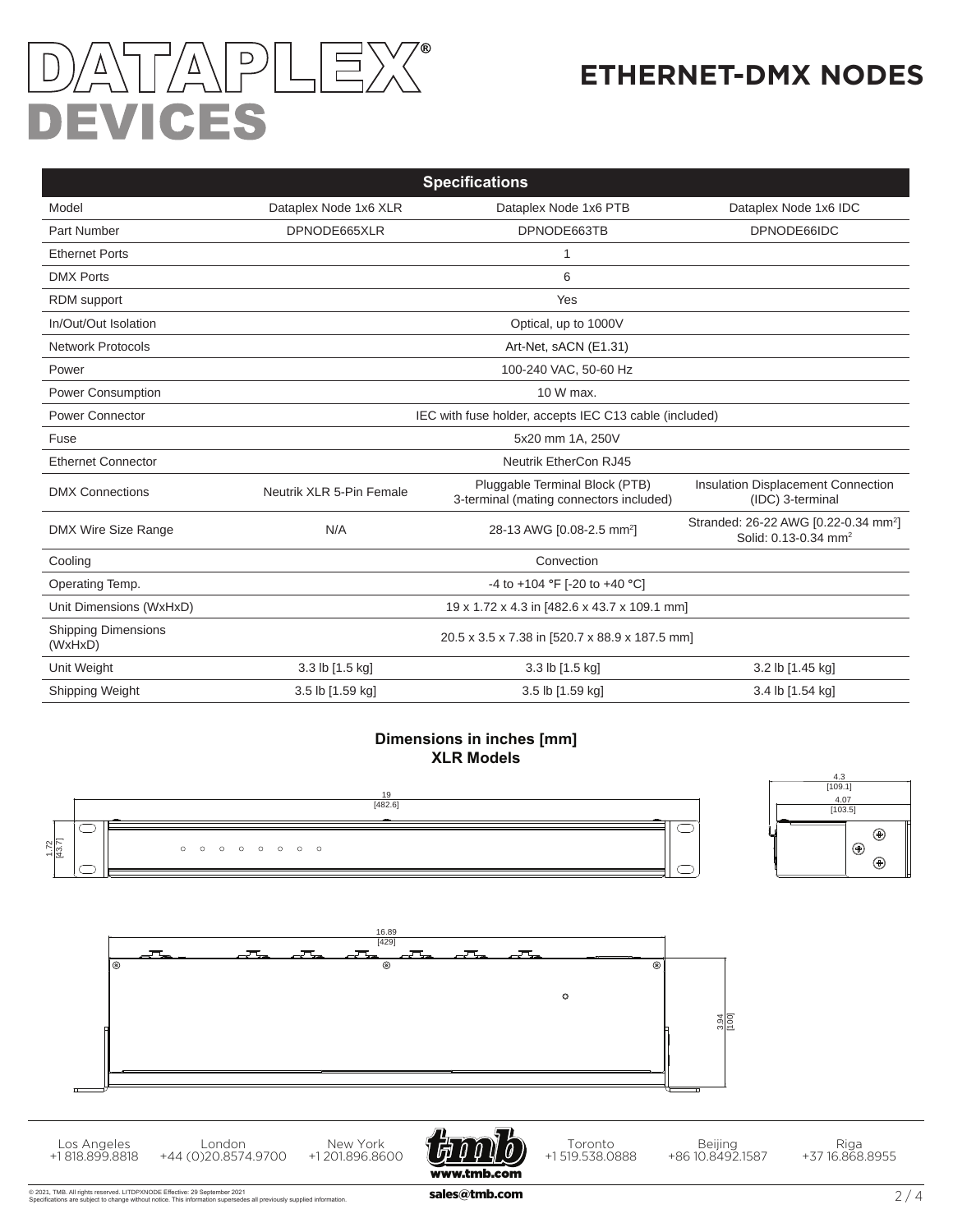# DATAPLEX® DEVICES

## ETHERNET-DMX NODES

| Specifications | | | |
|---|---|---|---|
| Model | Dataplex Node 1x6 XLR | Dataplex Node 1x6 PTB | Dataplex Node 1x6 IDC |
| Part Number | DPNODE665XLR | DPNODE663TB | DPNODE66IDC |
| Ethernet Ports | 1 | | |
| DMX Ports | 6 | | |
| RDM support | Yes | | |
| In/Out/Out Isolation | Optical, up to 1000V | | |
| Network Protocols | Art-Net, sACN (E1.31) | | |
| Power | 100-240 VAC, 50-60 Hz | | |
| Power Consumption | 10 W max. | | |
| Power Connector | IEC with fuse holder, accepts IEC C13 cable (included) | | |
| Fuse | 5x20 mm 1A, 250V | | |
| Ethernet Connector | Neutrik EtherCon RJ45 | | |
| DMX Connections | Neutrik XLR 5-Pin Female | Pluggable Terminal Block (PTB) 3-terminal (mating connectors included) | Insulation Displacement Connection (IDC) 3-terminal |
| DMX Wire Size Range | N/A | 28-13 AWG [0.08-2.5 mm$^2$] | Stranded: 26-22 AWG [0.22-0.34 mm$^2$] Solid: 0.13-0.34 mm$^2$ |
| Cooling | Convection | | |
| Operating Temp. | -4 to +104 °F [-20 to +40 °C] | | |
| Unit Dimensions (WxHxD) | 19 x 1.72 x 4.3 in [482.6 x 43.7 x 109.1 mm] | | |
| Shipping Dimensions (WxHxD) | 20.5 x 3.5 x 7.38 in [520.7 x 88.9 x 187.5 mm] | | |
| Unit Weight | 3.3 lb [1.5 kg] | 3.3 lb [1.5 kg] | 3.2 lb [1.45 kg] |
| Shipping Weight | 3.5 lb [1.59 kg] | 3.5 lb [1.59 kg] | 3.4 lb [1.54 kg] |

**Dimensions in inches [mm]**
**XLR Models**

19 [482.6]; 1.72 [43.7]; 4.3 [109.1]; 4.07 [103.5]; 16.89 [429]; 3.94 [100]

Los Angeles +1 818.899.8818 | London +44 (0)20.8574.9700 | New York +1 201.896.8600 | www.tmb.com | sales@tmb.com | Toronto +1 519.538.0888 | Beijing +86 10.8492.1587 | Riga +37 16.868.8955

© 2021, TMB. All rights reserved. LITDPXNODE Effective: 29 September 2021
Specifications are subject to change without notice. This information supersedes all previously supplied information.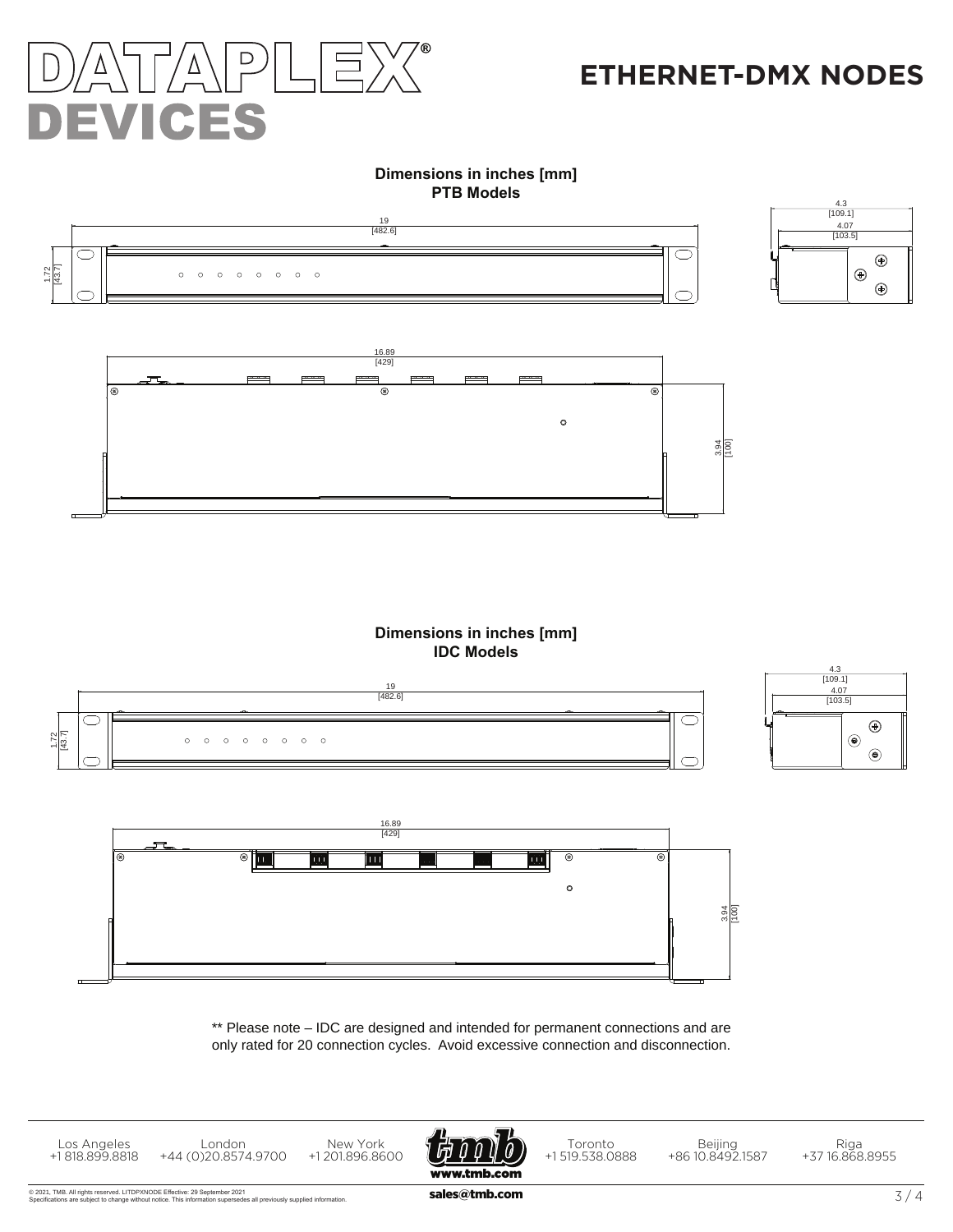# DATAPLEX® DEVICES

## ETHERNET-DMX NODES

**Dimensions in inches [mm]**
**PTB Models**

19 [482.6]

1.72 [43.7]

4.3 [109.1]

4.07 [103.5]

16.89 [429]

3.94 [100]

**Dimensions in inches [mm]**
**IDC Models**

19 [482.6]

1.72 [43.7]

4.3 [109.1]

4.07 [103.5]

16.89 [429]

3.94 [100]

** Please note – IDC are designed and intended for permanent connections and are only rated for 20 connection cycles. Avoid excessive connection and disconnection.

Los Angeles +1 818.899.8818 | London +44 (0)20.8574.9700 | New York +1 201.896.8600 | www.tmb.com | Toronto +1 519.538.0888 | Beijing +86 10.8492.1587 | Riga +37 16.868.8955

sales@tmb.com

© 2021, TMB. All rights reserved. LITDPXNODE Effective: 29 September 2021
Specifications are subject to change without notice. This information supersedes all previously supplied information.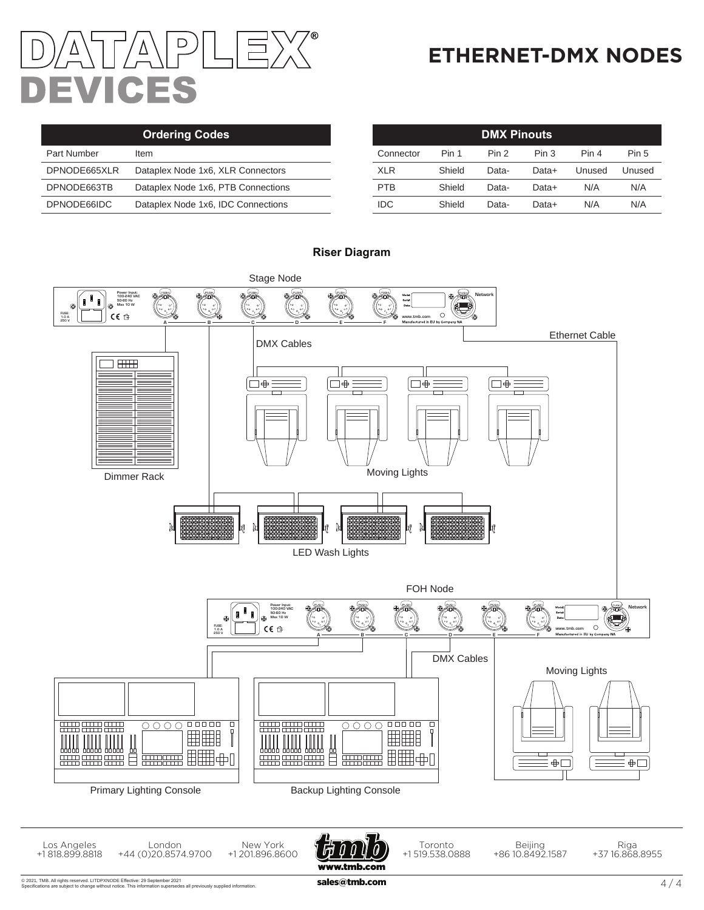# DATAPLEX® DEVICES

## ETHERNET-DMX NODES

| Ordering Codes | |
|---|---|
| Part Number | Item |
| DPNODE665XLR | Dataplex Node 1x6, XLR Connectors |
| DPNODE663TB | Dataplex Node 1x6, PTB Connections |
| DPNODE66IDC | Dataplex Node 1x6, IDC Connections |

| DMX Pinouts | | | | | |
|---|---|---|---|---|---|
| Connector | Pin 1 | Pin 2 | Pin 3 | Pin 4 | Pin 5 |
| XLR | Shield | Data- | Data+ | Unused | Unused |
| PTB | Shield | Data- | Data+ | N/A | N/A |
| IDC | Shield | Data- | Data+ | N/A | N/A |

**Riser Diagram**

Stage Node

Ethernet Cable

DMX Cables

Dimmer Rack

Moving Lights

LED Wash Lights

FOH Node

DMX Cables

Moving Lights

Primary Lighting Console

Backup Lighting Console

Los Angeles +1 818.899.8818 | London +44 (0)20.8574.9700 | New York +1 201.896.8600 | Toronto +1 519.538.0888 | Beijing +86 10.8492.1587 | Riga +37 16.868.8955

www.tmb.com

sales@tmb.com

© 2021, TMB. All rights reserved. LITDPXNODE Effective: 29 September 2021
Specifications are subject to change without notice. This information supersedes all previously supplied information.